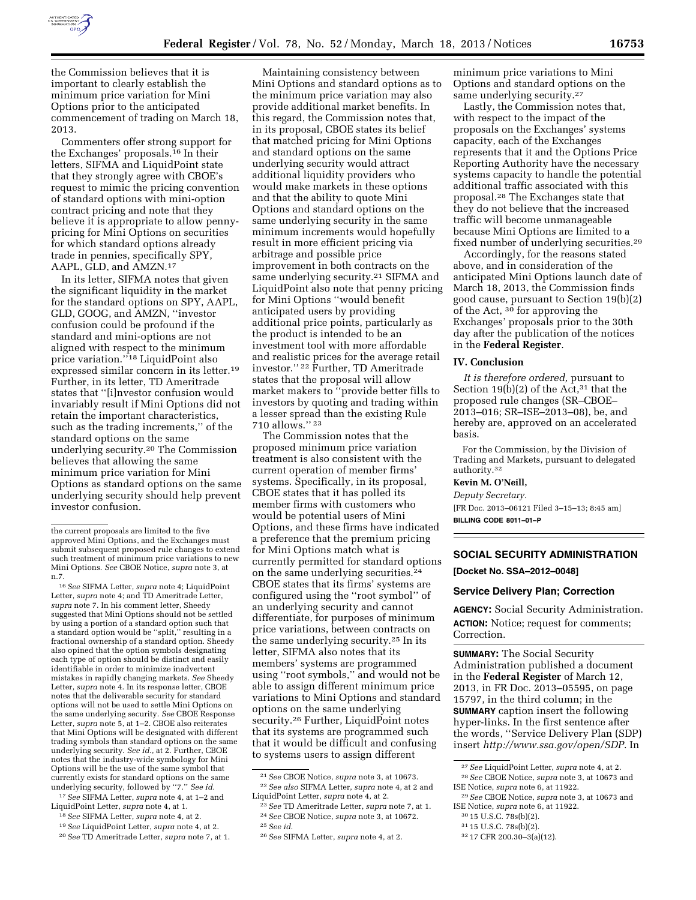the Commission believes that it is important to clearly establish the minimum price variation for Mini Options prior to the anticipated commencement of trading on March 18, 2013.

Commenters offer strong support for the Exchanges' proposals.[16] In their letters, SIFMA and LiquidPoint state that they strongly agree with CBOE's request to mimic the pricing convention of standard options with mini-option contract pricing and note that they believe it is appropriate to allow penny-pricing for Mini Options on securities for which standard options already trade in pennies, specifically SPY, AAPL, GLD, and AMZN.[17]

In its letter, SIFMA notes that given the significant liquidity in the market for the standard options on SPY, AAPL, GLD, GOOG, and AMZN, "investor confusion could be profound if the standard and mini-options are not aligned with respect to the minimum price variation."[18] LiquidPoint also expressed similar concern in its letter.[19] Further, in its letter, TD Ameritrade states that "[i]nvestor confusion would invariably result if Mini Options did not retain the important characteristics, such as the trading increments," of the standard options on the same underlying security.[20] The Commission believes that allowing the same minimum price variation for Mini Options as standard options on the same underlying security should help prevent investor confusion.

Maintaining consistency between Mini Options and standard options as to the minimum price variation may also provide additional market benefits. In this regard, the Commission notes that, in its proposal, CBOE states its belief that matched pricing for Mini Options and standard options on the same underlying security would attract additional liquidity providers who would make markets in these options and that the ability to quote Mini Options and standard options on the same underlying security in the same minimum increments would hopefully result in more efficient pricing via arbitrage and possible price improvement in both contracts on the same underlying security.[21] SIFMA and LiquidPoint also note that penny pricing for Mini Options "would benefit anticipated users by providing additional price points, particularly as the product is intended to be an investment tool with more affordable and realistic prices for the average retail investor."[22] Further, TD Ameritrade states that the proposal will allow market makers to "provide better fills to investors by quoting and trading within a lesser spread than the existing Rule 710 allows."[23]

The Commission notes that the proposed minimum price variation treatment is also consistent with the current operation of member firms' systems. Specifically, in its proposal, CBOE states that it has polled its member firms with customers who would be potential users of Mini Options, and these firms have indicated a preference that the premium pricing for Mini Options match what is currently permitted for standard options on the same underlying securities.[24] CBOE states that its firms' systems are configured using the "root symbol" of an underlying security and cannot differentiate, for purposes of minimum price variations, between contracts on the same underlying security.[25] In its letter, SIFMA also notes that its members' systems are programmed using "root symbols," and would not be able to assign different minimum price variations to Mini Options and standard options on the same underlying security.[26] Further, LiquidPoint notes that its systems are programmed such that it would be difficult and confusing to systems users to assign different minimum price variations to Mini Options and standard options on the same underlying security.[27]

Lastly, the Commission notes that, with respect to the impact of the proposals on the Exchanges' systems capacity, each of the Exchanges represents that it and the Options Price Reporting Authority have the necessary systems capacity to handle the potential additional traffic associated with this proposal.[28] The Exchanges state that they do not believe that the increased traffic will become unmanageable because Mini Options are limited to a fixed number of underlying securities.[29]

Accordingly, for the reasons stated above, and in consideration of the anticipated Mini Options launch date of March 18, 2013, the Commission finds good cause, pursuant to Section 19(b)(2) of the Act,[30] for approving the Exchanges' proposals prior to the 30th day after the publication of the notices in the **Federal Register**.

## IV. Conclusion

*It is therefore ordered,* pursuant to Section 19(b)(2) of the Act,[31] that the proposed rule changes (SR–CBOE–2013–016; SR–ISE–2013–08), be, and hereby are, approved on an accelerated basis.

For the Commission, by the Division of Trading and Markets, pursuant to delegated authority.[32]

**Kevin M. O'Neill,**

*Deputy Secretary.*

[FR Doc. 2013–06121 Filed 3–15–13; 8:45 am]

**BILLING CODE 8011–01–P**

---

the current proposals are limited to the five approved Mini Options, and the Exchanges must submit subsequent proposed rule changes to extend such treatment of minimum price variations to new Mini Options. *See* CBOE Notice, *supra* note 3, at n.7.

[16] *See* SIFMA Letter, *supra* note 4; LiquidPoint Letter, *supra* note 4; and TD Ameritrade Letter, *supra* note 7. In his comment letter, Sheedy suggested that Mini Options should not be settled by using a portion of a standard option such that a standard option would be "split," resulting in a fractional ownership of a standard option. Sheedy also opined that the option symbols designating each type of option should be distinct and easily identifiable in order to minimize inadvertent mistakes in rapidly changing markets. *See* Sheedy Letter, *supra* note 4. In its response letter, CBOE notes that the deliverable security for standard options will not be used to settle Mini Options on the same underlying security. *See* CBOE Response Letter, *supra* note 5, at 1–2. CBOE also reiterates that Mini Options will be designated with different trading symbols than standard options on the same underlying security. *See id.,* at 2. Further, CBOE notes that the industry-wide symbology for Mini Options will be the use of the same symbol that currently exists for standard options on the same underlying security, followed by "7." *See id.*

[17] *See* SIFMA Letter, *supra* note 4, at 1–2 and LiquidPoint Letter, *supra* note 4, at 1.

[18] *See* SIFMA Letter, *supra* note 4, at 2.

[19] *See* LiquidPoint Letter, *supra* note 4, at 2.

[20] *See* TD Ameritrade Letter, *supra* note 7, at 1.

[21] *See* CBOE Notice, *supra* note 3, at 10673.

[22] *See also* SIFMA Letter, *supra* note 4, at 2 and LiquidPoint Letter, *supra* note 4, at 2.

[23] *See* TD Ameritrade Letter, *supra* note 7, at 1.

[24] *See* CBOE Notice, *supra* note 3, at 10672.

[25] *See id.*

[26] *See* SIFMA Letter, *supra* note 4, at 2.

[27] *See* LiquidPoint Letter, *supra* note 4, at 2.

[28] *See* CBOE Notice, *supra* note 3, at 10673 and ISE Notice, *supra* note 6, at 11922.

[29] *See* CBOE Notice, *supra* note 3, at 10673 and ISE Notice, *supra* note 6, at 11922.

[30] 15 U.S.C. 78s(b)(2).

[31] 15 U.S.C. 78s(b)(2).

[32] 17 CFR 200.30–3(a)(12).

---

## SOCIAL SECURITY ADMINISTRATION

**[Docket No. SSA–2012–0048]**

### Service Delivery Plan; Correction

**AGENCY:** Social Security Administration.

**ACTION:** Notice; request for comments; Correction.

**SUMMARY:** The Social Security Administration published a document in the **Federal Register** of March 12, 2013, in FR Doc. 2013–05595, on page 15797, in the third column; in the **SUMMARY** caption insert the following hyper-links. In the first sentence after the words, "Service Delivery Plan (SDP) insert *http://www.ssa.gov/open/SDP.* In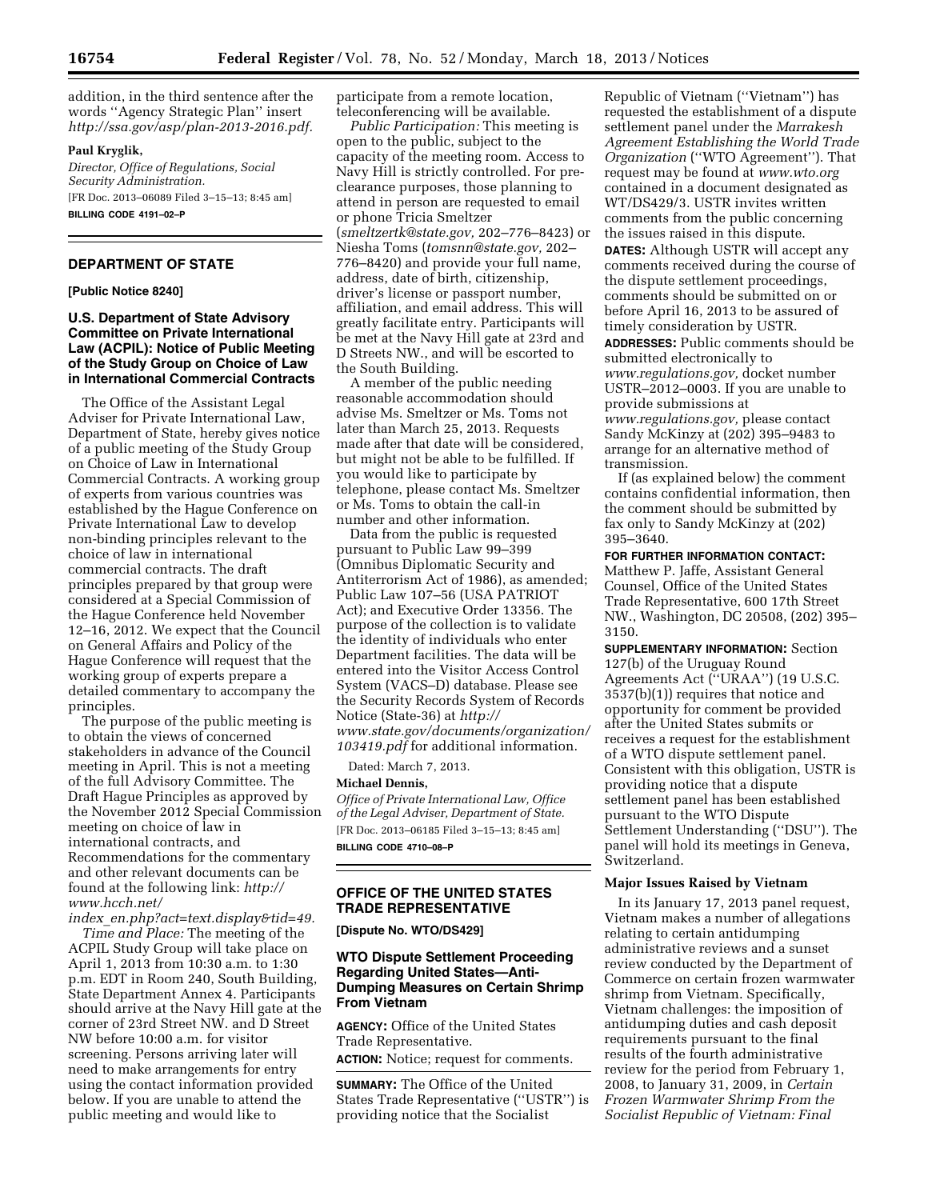addition, in the third sentence after the words ''Agency Strategic Plan'' insert *http://ssa.gov/asp/plan-2013-2016.pdf.*

**Paul Kryglik,**

*Director, Office of Regulations, Social Security Administration.*

[FR Doc. 2013–06089 Filed 3–15–13; 8:45 am]

**BILLING CODE 4191–02–P**

## DEPARTMENT OF STATE

**[Public Notice 8240]**

### U.S. Department of State Advisory Committee on Private International Law (ACPIL): Notice of Public Meeting of the Study Group on Choice of Law in International Commercial Contracts

The Office of the Assistant Legal Adviser for Private International Law, Department of State, hereby gives notice of a public meeting of the Study Group on Choice of Law in International Commercial Contracts. A working group of experts from various countries was established by the Hague Conference on Private International Law to develop non-binding principles relevant to the choice of law in international commercial contracts. The draft principles prepared by that group were considered at a Special Commission of the Hague Conference held November 12–16, 2012. We expect that the Council on General Affairs and Policy of the Hague Conference will request that the working group of experts prepare a detailed commentary to accompany the principles.

The purpose of the public meeting is to obtain the views of concerned stakeholders in advance of the Council meeting in April. This is not a meeting of the full Advisory Committee. The Draft Hague Principles as approved by the November 2012 Special Commission meeting on choice of law in international contracts, and Recommendations for the commentary and other relevant documents can be found at the following link: *http://www.hcch.net/index_en.php?act=text.display&tid=49.*

*Time and Place:* The meeting of the ACPIL Study Group will take place on April 1, 2013 from 10:30 a.m. to 1:30 p.m. EDT in Room 240, South Building, State Department Annex 4. Participants should arrive at the Navy Hill gate at the corner of 23rd Street NW. and D Street NW before 10:00 a.m. for visitor screening. Persons arriving later will need to make arrangements for entry using the contact information provided below. If you are unable to attend the public meeting and would like to participate from a remote location, teleconferencing will be available.

*Public Participation:* This meeting is open to the public, subject to the capacity of the meeting room. Access to Navy Hill is strictly controlled. For pre-clearance purposes, those planning to attend in person are requested to email or phone Tricia Smeltzer (*smeltzertk@state.gov,* 202–776–8423) or Niesha Toms (*tomsnn@state.gov,* 202–776–8420) and provide your full name, address, date of birth, citizenship, driver's license or passport number, affiliation, and email address. This will greatly facilitate entry. Participants will be met at the Navy Hill gate at 23rd and D Streets NW., and will be escorted to the South Building.

A member of the public needing reasonable accommodation should advise Ms. Smeltzer or Ms. Toms not later than March 25, 2013. Requests made after that date will be considered, but might not be able to be fulfilled. If you would like to participate by telephone, please contact Ms. Smeltzer or Ms. Toms to obtain the call-in number and other information.

Data from the public is requested pursuant to Public Law 99–399 (Omnibus Diplomatic Security and Antiterrorism Act of 1986), as amended; Public Law 107–56 (USA PATRIOT Act); and Executive Order 13356. The purpose of the collection is to validate the identity of individuals who enter Department facilities. The data will be entered into the Visitor Access Control System (VACS–D) database. Please see the Security Records System of Records Notice (State-36) at *http://www.state.gov/documents/organization/103419.pdf* for additional information.

Dated: March 7, 2013.

**Michael Dennis,**

*Office of Private International Law, Office of the Legal Adviser, Department of State.*

[FR Doc. 2013–06185 Filed 3–15–13; 8:45 am]

**BILLING CODE 4710–08–P**

## OFFICE OF THE UNITED STATES TRADE REPRESENTATIVE

**[Dispute No. WTO/DS429]**

### WTO Dispute Settlement Proceeding Regarding United States—Anti-Dumping Measures on Certain Shrimp From Vietnam

**AGENCY:** Office of the United States Trade Representative.

**ACTION:** Notice; request for comments.

**SUMMARY:** The Office of the United States Trade Representative (''USTR'') is providing notice that the Socialist Republic of Vietnam (''Vietnam'') has requested the establishment of a dispute settlement panel under the *Marrakesh Agreement Establishing the World Trade Organization* (''WTO Agreement''). That request may be found at *www.wto.org* contained in a document designated as WT/DS429/3. USTR invites written comments from the public concerning the issues raised in this dispute.

**DATES:** Although USTR will accept any comments received during the course of the dispute settlement proceedings, comments should be submitted on or before April 16, 2013 to be assured of timely consideration by USTR.

**ADDRESSES:** Public comments should be submitted electronically to *www.regulations.gov,* docket number USTR–2012–0003. If you are unable to provide submissions at *www.regulations.gov,* please contact Sandy McKinzy at (202) 395–9483 to arrange for an alternative method of transmission.

If (as explained below) the comment contains confidential information, then the comment should be submitted by fax only to Sandy McKinzy at (202) 395–3640.

**FOR FURTHER INFORMATION CONTACT:** Matthew P. Jaffe, Assistant General Counsel, Office of the United States Trade Representative, 600 17th Street NW., Washington, DC 20508, (202) 395–3150.

**SUPPLEMENTARY INFORMATION:** Section 127(b) of the Uruguay Round Agreements Act (''URAA'') (19 U.S.C. 3537(b)(1)) requires that notice and opportunity for comment be provided after the United States submits or receives a request for the establishment of a WTO dispute settlement panel. Consistent with this obligation, USTR is providing notice that a dispute settlement panel has been established pursuant to the WTO Dispute Settlement Understanding (''DSU''). The panel will hold its meetings in Geneva, Switzerland.

#### Major Issues Raised by Vietnam

In its January 17, 2013 panel request, Vietnam makes a number of allegations relating to certain antidumping administrative reviews and a sunset review conducted by the Department of Commerce on certain frozen warmwater shrimp from Vietnam. Specifically, Vietnam challenges: the imposition of antidumping duties and cash deposit requirements pursuant to the final results of the fourth administrative review for the period from February 1, 2008, to January 31, 2009, in *Certain Frozen Warmwater Shrimp From the Socialist Republic of Vietnam: Final*